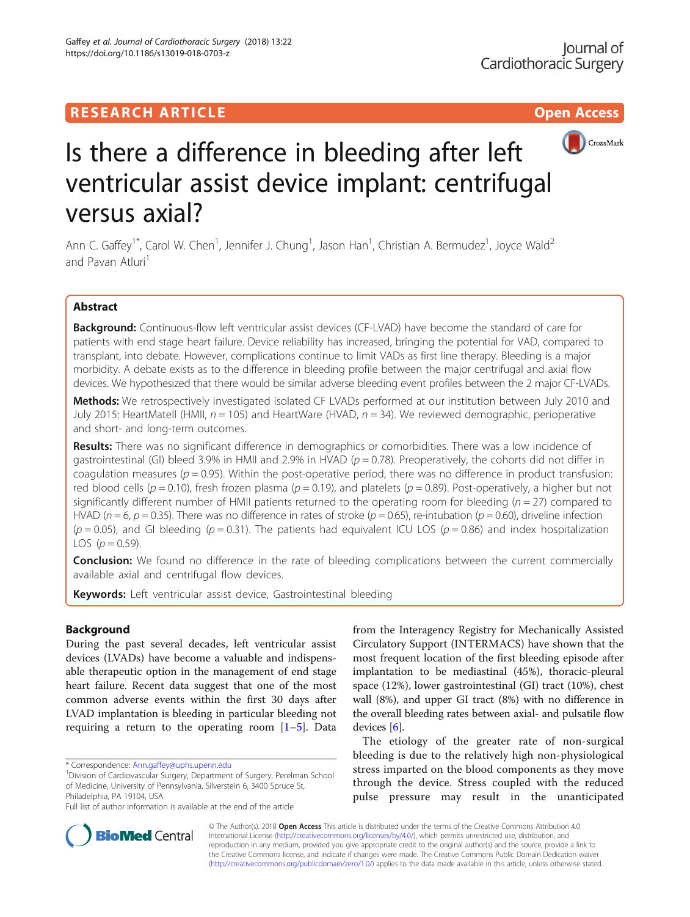RESEARCH ARTICLE

Open Access

# Is there a difference in bleeding after left ventricular assist device implant: centrifugal versus axial?

Ann C. Gaffey[1*], Carol W. Chen[1], Jennifer J. Chung[1], Jason Han[1], Christian A. Bermudez[1], Joyce Wald[2] and Pavan Atluri[1]

## Abstract

**Background:** Continuous-flow left ventricular assist devices (CF-LVAD) have become the standard of care for patients with end stage heart failure. Device reliability has increased, bringing the potential for VAD, compared to transplant, into debate. However, complications continue to limit VADs as first line therapy. Bleeding is a major morbidity. A debate exists as to the difference in bleeding profile between the major centrifugal and axial flow devices. We hypothesized that there would be similar adverse bleeding event profiles between the 2 major CF-LVADs.

**Methods:** We retrospectively investigated isolated CF LVADs performed at our institution between July 2010 and July 2015: HeartMateII (HMII, $n = 105$) and HeartWare (HVAD, $n = 34$). We reviewed demographic, perioperative and short- and long-term outcomes.

**Results:** There was no significant difference in demographics or comorbidities. There was a low incidence of gastrointestinal (GI) bleed 3.9% in HMII and 2.9% in HVAD ($p = 0.78$). Preoperatively, the cohorts did not differ in coagulation measures ($p = 0.95$). Within the post-operative period, there was no difference in product transfusion: red blood cells ($p = 0.10$), fresh frozen plasma ($p = 0.19$), and platelets ($p = 0.89$). Post-operatively, a higher but not significantly different number of HMII patients returned to the operating room for bleeding ($n = 27$) compared to HVAD ($n = 6$, $p = 0.35$). There was no difference in rates of stroke ($p = 0.65$), re-intubation ($p = 0.60$), driveline infection ($p = 0.05$), and GI bleeding ($p = 0.31$). The patients had equivalent ICU LOS ($p = 0.86$) and index hospitalization LOS ($p = 0.59$).

**Conclusion:** We found no difference in the rate of bleeding complications between the current commercially available axial and centrifugal flow devices.

**Keywords:** Left ventricular assist device, Gastrointestinal bleeding

## Background

During the past several decades, left ventricular assist devices (LVADs) have become a valuable and indispensable therapeutic option in the management of end stage heart failure. Recent data suggest that one of the most common adverse events within the first 30 days after LVAD implantation is bleeding in particular bleeding not requiring a return to the operating room [1–5]. Data from the Interagency Registry for Mechanically Assisted Circulatory Support (INTERMACS) have shown that the most frequent location of the first bleeding episode after implantation to be mediastinal (45%), thoracic-pleural space (12%), lower gastrointestinal (GI) tract (10%), chest wall (8%), and upper GI tract (8%) with no difference in the overall bleeding rates between axial- and pulsatile flow devices [6].

The etiology of the greater rate of non-surgical bleeding is due to the relatively high non-physiological stress imparted on the blood components as they move through the device. Stress coupled with the reduced pulse pressure may result in the unanticipated

\* Correspondence: Ann.gaffey@uphs.upenn.edu

[1]Division of Cardiovascular Surgery, Department of Surgery, Perelman School of Medicine, University of Pennsylvania, Silverstein 6, 3400 Spruce St, Philadelphia, PA 19104, USA

Full list of author information is available at the end of the article

© The Author(s). 2018 **Open Access** This article is distributed under the terms of the Creative Commons Attribution 4.0 International License (http://creativecommons.org/licenses/by/4.0/), which permits unrestricted use, distribution, and reproduction in any medium, provided you give appropriate credit to the original author(s) and the source, provide a link to the Creative Commons license, and indicate if changes were made. The Creative Commons Public Domain Dedication waiver (http://creativecommons.org/publicdomain/zero/1.0/) applies to the data made available in this article, unless otherwise stated.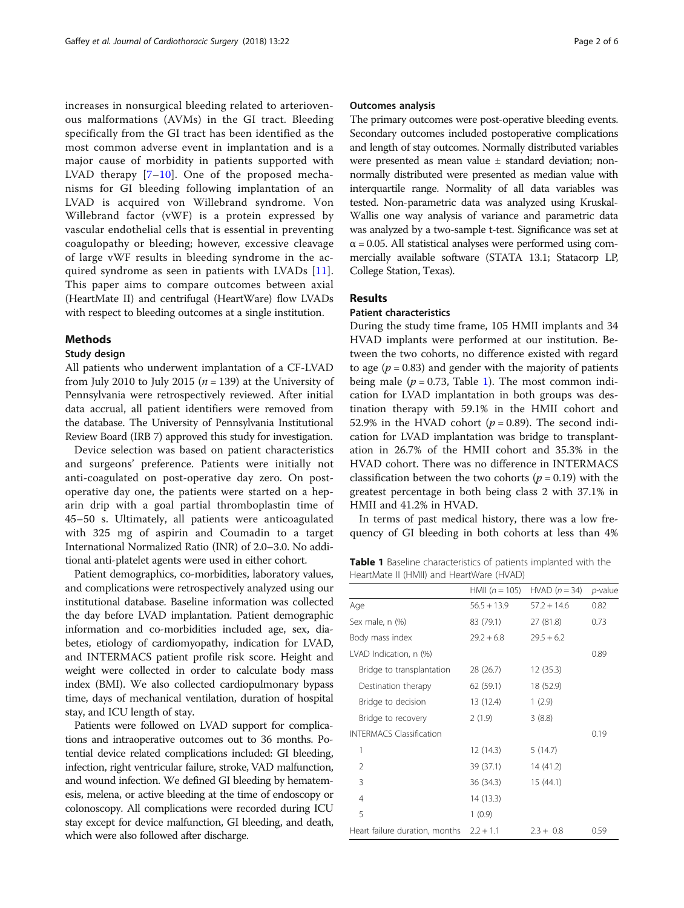increases in nonsurgical bleeding related to arteriovenous malformations (AVMs) in the GI tract. Bleeding specifically from the GI tract has been identified as the most common adverse event in implantation and is a major cause of morbidity in patients supported with LVAD therapy [7–10]. One of the proposed mechanisms for GI bleeding following implantation of an LVAD is acquired von Willebrand syndrome. Von Willebrand factor (vWF) is a protein expressed by vascular endothelial cells that is essential in preventing coagulopathy or bleeding; however, excessive cleavage of large vWF results in bleeding syndrome in the acquired syndrome as seen in patients with LVADs [11]. This paper aims to compare outcomes between axial (HeartMate II) and centrifugal (HeartWare) flow LVADs with respect to bleeding outcomes at a single institution.

## Methods

### Study design

All patients who underwent implantation of a CF-LVAD from July 2010 to July 2015 ($n = 139$) at the University of Pennsylvania were retrospectively reviewed. After initial data accrual, all patient identifiers were removed from the database. The University of Pennsylvania Institutional Review Board (IRB 7) approved this study for investigation.

Device selection was based on patient characteristics and surgeons' preference. Patients were initially not anti-coagulated on post-operative day zero. On post-operative day one, the patients were started on a heparin drip with a goal partial thromboplastin time of 45–50 s. Ultimately, all patients were anticoagulated with 325 mg of aspirin and Coumadin to a target International Normalized Ratio (INR) of 2.0–3.0. No additional anti-platelet agents were used in either cohort.

Patient demographics, co-morbidities, laboratory values, and complications were retrospectively analyzed using our institutional database. Baseline information was collected the day before LVAD implantation. Patient demographic information and co-morbidities included age, sex, diabetes, etiology of cardiomyopathy, indication for LVAD, and INTERMACS patient profile risk score. Height and weight were collected in order to calculate body mass index (BMI). We also collected cardiopulmonary bypass time, days of mechanical ventilation, duration of hospital stay, and ICU length of stay.

Patients were followed on LVAD support for complications and intraoperative outcomes out to 36 months. Potential device related complications included: GI bleeding, infection, right ventricular failure, stroke, VAD malfunction, and wound infection. We defined GI bleeding by hematemesis, melena, or active bleeding at the time of endoscopy or colonoscopy. All complications were recorded during ICU stay except for device malfunction, GI bleeding, and death, which were also followed after discharge.

### Outcomes analysis

The primary outcomes were post-operative bleeding events. Secondary outcomes included postoperative complications and length of stay outcomes. Normally distributed variables were presented as mean value ± standard deviation; non-normally distributed were presented as median value with interquartile range. Normality of all data variables was tested. Non-parametric data was analyzed using Kruskal-Wallis one way analysis of variance and parametric data was analyzed by a two-sample t-test. Significance was set at $\alpha = 0.05$. All statistical analyses were performed using commercially available software (STATA 13.1; Statacorp LP, College Station, Texas).

## Results

### Patient characteristics

During the study time frame, 105 HMII implants and 34 HVAD implants were performed at our institution. Between the two cohorts, no difference existed with regard to age ($p = 0.83$) and gender with the majority of patients being male ($p = 0.73$, Table 1). The most common indication for LVAD implantation in both groups was destination therapy with 59.1% in the HMII cohort and 52.9% in the HVAD cohort ($p = 0.89$). The second indication for LVAD implantation was bridge to transplantation in 26.7% of the HMII cohort and 35.3% in the HVAD cohort. There was no difference in INTERMACS classification between the two cohorts ($p = 0.19$) with the greatest percentage in both being class 2 with 37.1% in HMII and 41.2% in HVAD.

In terms of past medical history, there was a low frequency of GI bleeding in both cohorts at less than 4%

**Table 1** Baseline characteristics of patients implanted with the HeartMate II (HMII) and HeartWare (HVAD)

| | HMII ($n = 105$) | HVAD ($n = 34$) | $p$-value |
|---|---|---|---|
| Age | 56.5 + 13.9 | 57.2 + 14.6 | 0.82 |
| Sex male, n (%) | 83 (79.1) | 27 (81.8) | 0.73 |
| Body mass index | 29.2 + 6.8 | 29.5 + 6.2 | |
| LVAD Indication, n (%) | | | 0.89 |
| Bridge to transplantation | 28 (26.7) | 12 (35.3) | |
| Destination therapy | 62 (59.1) | 18 (52.9) | |
| Bridge to decision | 13 (12.4) | 1 (2.9) | |
| Bridge to recovery | 2 (1.9) | 3 (8.8) | |
| INTERMACS Classification | | | 0.19 |
| 1 | 12 (14.3) | 5 (14.7) | |
| 2 | 39 (37.1) | 14 (41.2) | |
| 3 | 36 (34.3) | 15 (44.1) | |
| 4 | 14 (13.3) | | |
| 5 | 1 (0.9) | | |
| Heart failure duration, months | 2.2 + 1.1 | 2.3 + 0.8 | 0.59 |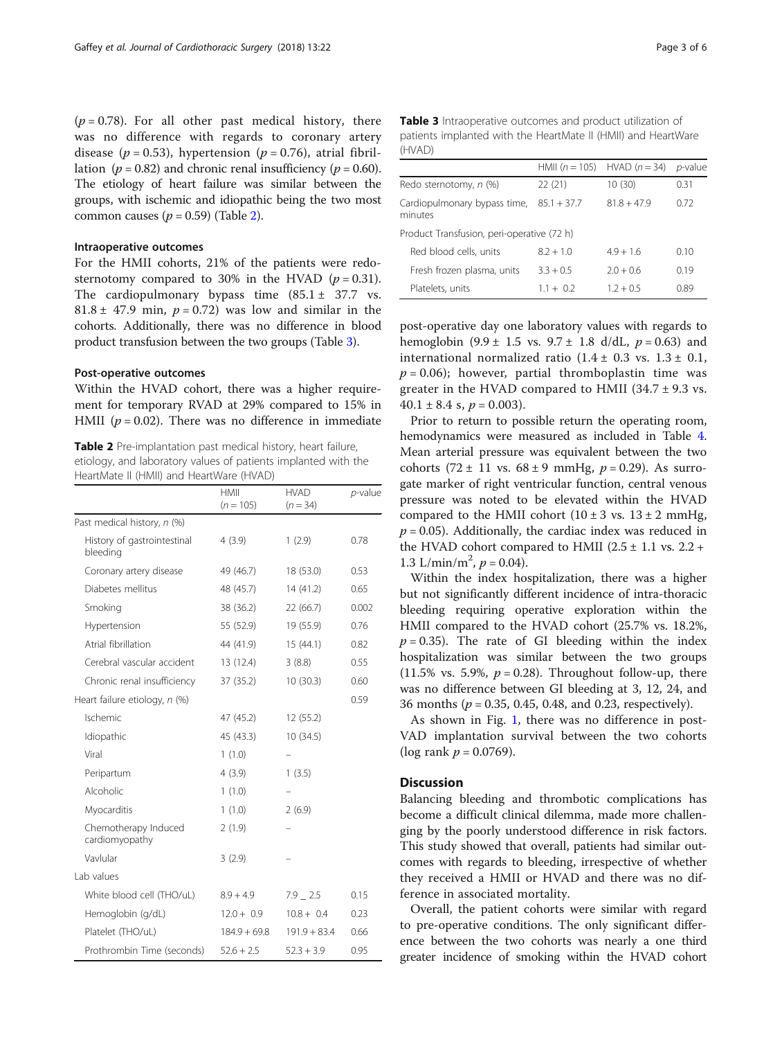($p = 0.78$). For all other past medical history, there was no difference with regards to coronary artery disease ($p = 0.53$), hypertension ($p = 0.76$), atrial fibrillation ($p = 0.82$) and chronic renal insufficiency ($p = 0.60$). The etiology of heart failure was similar between the groups, with ischemic and idiopathic being the two most common causes ($p = 0.59$) (Table 2).

### Intraoperative outcomes

For the HMII cohorts, 21% of the patients were redo-sternotomy compared to 30% in the HVAD ($p = 0.31$). The cardiopulmonary bypass time (85.1 ± 37.7 vs. 81.8 ± 47.9 min, $p = 0.72$) was low and similar in the cohorts. Additionally, there was no difference in blood product transfusion between the two groups (Table 3).

### Post-operative outcomes

Within the HVAD cohort, there was a higher requirement for temporary RVAD at 29% compared to 15% in HMII ($p = 0.02$). There was no difference in immediate post-operative day one laboratory values with regards to hemoglobin (9.9 ± 1.5 vs. 9.7 ± 1.8 d/dL, $p = 0.63$) and international normalized ratio (1.4 ± 0.3 vs. 1.3 ± 0.1, $p = 0.06$); however, partial thromboplastin time was greater in the HVAD compared to HMII (34.7 ± 9.3 vs. 40.1 ± 8.4 s, $p = 0.003$).

**Table 2** Pre-implantation past medical history, heart failure, etiology, and laboratory values of patients implanted with the HeartMate II (HMII) and HeartWare (HVAD)

| | HMII ($n = 105$) | HVAD ($n = 34$) | $p$-value |
|---|---|---|---|
| Past medical history, $n$ (%) | | | |
| History of gastrointestinal bleeding | 4 (3.9) | 1 (2.9) | 0.78 |
| Coronary artery disease | 49 (46.7) | 18 (53.0) | 0.53 |
| Diabetes mellitus | 48 (45.7) | 14 (41.2) | 0.65 |
| Smoking | 38 (36.2) | 22 (66.7) | 0.002 |
| Hypertension | 55 (52.9) | 19 (55.9) | 0.76 |
| Atrial fibrillation | 44 (41.9) | 15 (44.1) | 0.82 |
| Cerebral vascular accident | 13 (12.4) | 3 (8.8) | 0.55 |
| Chronic renal insufficiency | 37 (35.2) | 10 (30.3) | 0.60 |
| Heart failure etiology, $n$ (%) | | | 0.59 |
| Ischemic | 47 (45.2) | 12 (55.2) | |
| Idiopathic | 45 (43.3) | 10 (34.5) | |
| Viral | 1 (1.0) | – | |
| Peripartum | 4 (3.9) | 1 (3.5) | |
| Alcoholic | 1 (1.0) | – | |
| Myocarditis | 1 (1.0) | 2 (6.9) | |
| Chemotherapy Induced cardiomyopathy | 2 (1.9) | – | |
| Vavlular | 3 (2.9) | – | |
| Lab values | | | |
| White blood cell (THO/uL) | 8.9 + 4.9 | 7.9 _ 2.5 | 0.15 |
| Hemoglobin (g/dL) | 12.0 + 0.9 | 10.8 + 0.4 | 0.23 |
| Platelet (THO/uL) | 184.9 + 69.8 | 191.9 + 83.4 | 0.66 |
| Prothrombin Time (seconds) | 52.6 + 2.5 | 52.3 + 3.9 | 0.95 |

**Table 3** Intraoperative outcomes and product utilization of patients implanted with the HeartMate II (HMII) and HeartWare (HVAD)

| | HMII ($n = 105$) | HVAD ($n = 34$) | $p$-value |
|---|---|---|---|
| Redo sternotomy, $n$ (%) | 22 (21) | 10 (30) | 0.31 |
| Cardiopulmonary bypass time, minutes | 85.1 + 37.7 | 81.8 + 47.9 | 0.72 |
| Product Transfusion, peri-operative (72 h) | | | |
| Red blood cells, units | 8.2 + 1.0 | 4.9 + 1.6 | 0.10 |
| Fresh frozen plasma, units | 3.3 + 0.5 | 2.0 + 0.6 | 0.19 |
| Platelets, units | 1.1 + 0.2 | 1.2 + 0.5 | 0.89 |

Prior to return to possible return the operating room, hemodynamics were measured as included in Table 4. Mean arterial pressure was equivalent between the two cohorts (72 ± 11 vs. 68 ± 9 mmHg, $p = 0.29$). As surrogate marker of right ventricular function, central venous pressure was noted to be elevated within the HVAD compared to the HMII cohort (10 ± 3 vs. 13 ± 2 mmHg, $p = 0.05$). Additionally, the cardiac index was reduced in the HVAD cohort compared to HMII (2.5 ± 1.1 vs. 2.2 + 1.3 L/min/m$^2$, $p = 0.04$).

Within the index hospitalization, there was a higher but not significantly different incidence of intra-thoracic bleeding requiring operative exploration within the HMII compared to the HVAD cohort (25.7% vs. 18.2%, $p = 0.35$). The rate of GI bleeding within the index hospitalization was similar between the two groups (11.5% vs. 5.9%, $p = 0.28$). Throughout follow-up, there was no difference between GI bleeding at 3, 12, 24, and 36 months ($p = 0.35$, 0.45, 0.48, and 0.23, respectively).

As shown in Fig. 1, there was no difference in post-VAD implantation survival between the two cohorts (log rank $p = 0.0769$).

## Discussion

Balancing bleeding and thrombotic complications has become a difficult clinical dilemma, made more challenging by the poorly understood difference in risk factors. This study showed that overall, patients had similar outcomes with regards to bleeding, irrespective of whether they received a HMII or HVAD and there was no difference in associated mortality.

Overall, the patient cohorts were similar with regard to pre-operative conditions. The only significant difference between the two cohorts was nearly a one third greater incidence of smoking within the HVAD cohort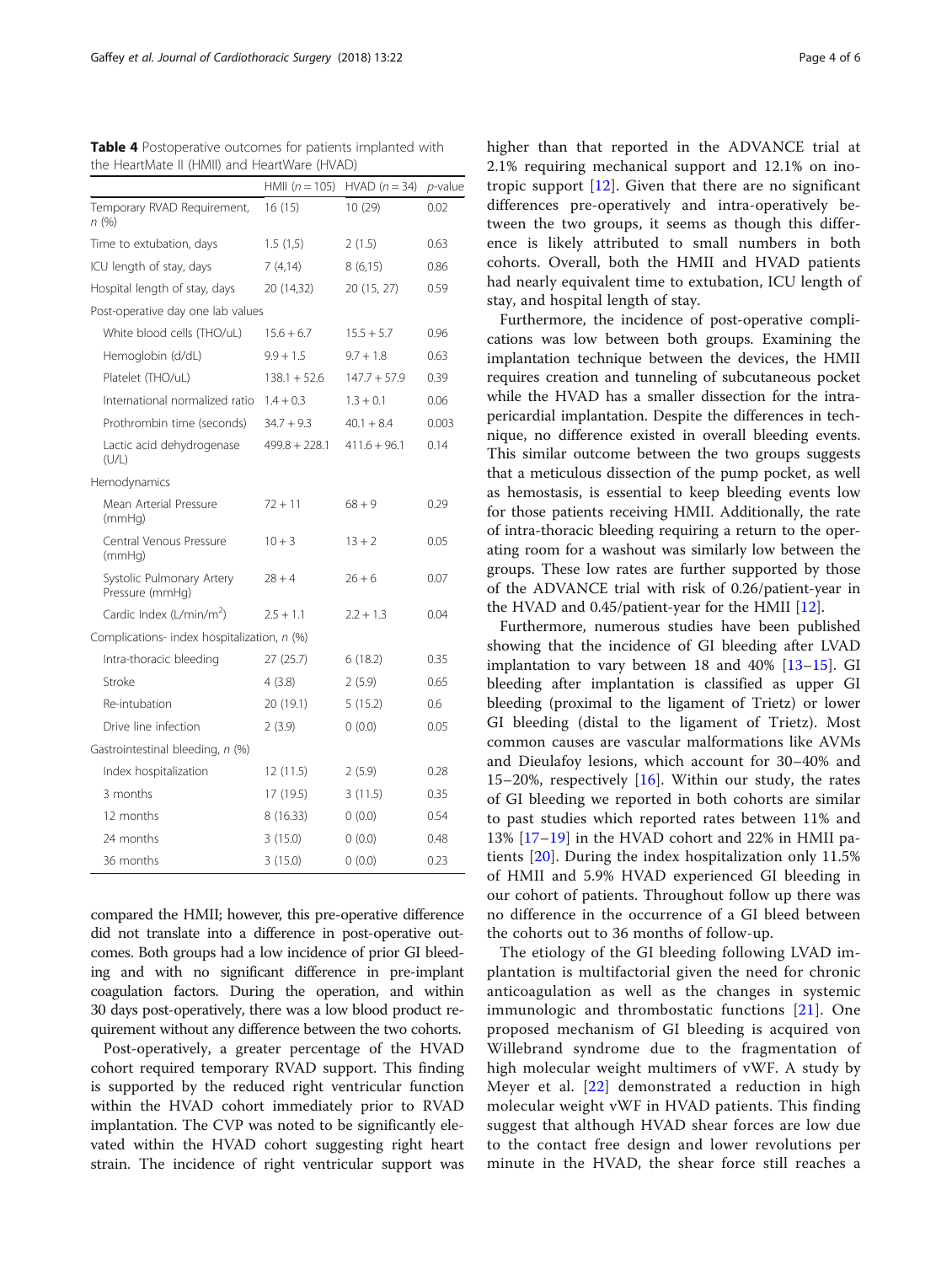**Table 4** Postoperative outcomes for patients implanted with the HeartMate II (HMII) and HeartWare (HVAD)

| | HMII (*n* = 105) | HVAD (*n* = 34) | *p*-value |
|---|---|---|---|
| Temporary RVAD Requirement, *n* (%) | 16 (15) | 10 (29) | 0.02 |
| Time to extubation, days | 1.5 (1,5) | 2 (1.5) | 0.63 |
| ICU length of stay, days | 7 (4,14) | 8 (6,15) | 0.86 |
| Hospital length of stay, days | 20 (14,32) | 20 (15, 27) | 0.59 |
| Post-operative day one lab values | | | |
| White blood cells (THO/uL) | 15.6 + 6.7 | 15.5 + 5.7 | 0.96 |
| Hemoglobin (d/dL) | 9.9 + 1.5 | 9.7 + 1.8 | 0.63 |
| Platelet (THO/uL) | 138.1 + 52.6 | 147.7 + 57.9 | 0.39 |
| International normalized ratio | 1.4 + 0.3 | 1.3 + 0.1 | 0.06 |
| Prothrombin time (seconds) | 34.7 + 9.3 | 40.1 + 8.4 | 0.003 |
| Lactic acid dehydrogenase (U/L) | 499.8 + 228.1 | 411.6 + 96.1 | 0.14 |
| Hemodynamics | | | |
| Mean Arterial Pressure (mmHg) | 72 + 11 | 68 + 9 | 0.29 |
| Central Venous Pressure (mmHg) | 10 + 3 | 13 + 2 | 0.05 |
| Systolic Pulmonary Artery Pressure (mmHg) | 28 + 4 | 26 + 6 | 0.07 |
| Cardic Index (L/min/m$^2$) | 2.5 + 1.1 | 2.2 + 1.3 | 0.04 |
| Complications- index hospitalization, *n* (%) | | | |
| Intra-thoracic bleeding | 27 (25.7) | 6 (18.2) | 0.35 |
| Stroke | 4 (3.8) | 2 (5.9) | 0.65 |
| Re-intubation | 20 (19.1) | 5 (15.2) | 0.6 |
| Drive line infection | 2 (3.9) | 0 (0.0) | 0.05 |
| Gastrointestinal bleeding, *n* (%) | | | |
| Index hospitalization | 12 (11.5) | 2 (5.9) | 0.28 |
| 3 months | 17 (19.5) | 3 (11.5) | 0.35 |
| 12 months | 8 (16.33) | 0 (0.0) | 0.54 |
| 24 months | 3 (15.0) | 0 (0.0) | 0.48 |
| 36 months | 3 (15.0) | 0 (0.0) | 0.23 |

compared the HMII; however, this pre-operative difference did not translate into a difference in post-operative outcomes. Both groups had a low incidence of prior GI bleeding and with no significant difference in pre-implant coagulation factors. During the operation, and within 30 days post-operatively, there was a low blood product requirement without any difference between the two cohorts.

Post-operatively, a greater percentage of the HVAD cohort required temporary RVAD support. This finding is supported by the reduced right ventricular function within the HVAD cohort immediately prior to RVAD implantation. The CVP was noted to be significantly elevated within the HVAD cohort suggesting right heart strain. The incidence of right ventricular support was higher than that reported in the ADVANCE trial at 2.1% requiring mechanical support and 12.1% on inotropic support [12]. Given that there are no significant differences pre-operatively and intra-operatively between the two groups, it seems as though this difference is likely attributed to small numbers in both cohorts. Overall, both the HMII and HVAD patients had nearly equivalent time to extubation, ICU length of stay, and hospital length of stay.

Furthermore, the incidence of post-operative complications was low between both groups. Examining the implantation technique between the devices, the HMII requires creation and tunneling of subcutaneous pocket while the HVAD has a smaller dissection for the intra-pericardial implantation. Despite the differences in technique, no difference existed in overall bleeding events. This similar outcome between the two pumps groups suggests that a meticulous dissection of the pump pocket, as well as hemostasis, is essential to keep bleeding events low for those patients receiving HMII. Additionally, the rate of intra-thoracic bleeding requiring a return to the operating room for a washout was similarly low between the groups. These low rates are further supported by those of the ADVANCE trial with risk of 0.26/patient-year in the HVAD and 0.45/patient-year for the HMII [12].

Furthermore, numerous studies have been published showing that the incidence of GI bleeding after LVAD implantation to vary between 18 and 40% [13–15]. GI bleeding after implantation is classified as upper GI bleeding (proximal to the ligament of Trietz) or lower GI bleeding (distal to the ligament of Trietz). Most common causes are vascular malformations like AVMs and Dieulafoy lesions, which account for 30–40% and 15–20%, respectively [16]. Within our study, the rates of GI bleeding we reported in both cohorts are similar to past studies which reported rates between 11% and 13% [17–19] in the HVAD cohort and 22% in HMII patients [20]. During the index hospitalization only 11.5% of HMII and 5.9% HVAD experienced GI bleeding in our cohort of patients. Throughout follow up there was no difference in the occurrence of a GI bleed between the cohorts out to 36 months of follow-up.

The etiology of the GI bleeding following LVAD implantation is multifactorial given the need for chronic anticoagulation as well as the changes in systemic immunologic and thrombostatic functions [21]. One proposed mechanism of GI bleeding is acquired von Willebrand syndrome due to the fragmentation of high molecular weight multimers of vWF. A study by Meyer et al. [22] demonstrated a reduction in high molecular weight vWF in HVAD patients. This finding suggest that although HVAD shear forces are low due to the contact free design and lower revolutions per minute in the HVAD, the shear force still reaches a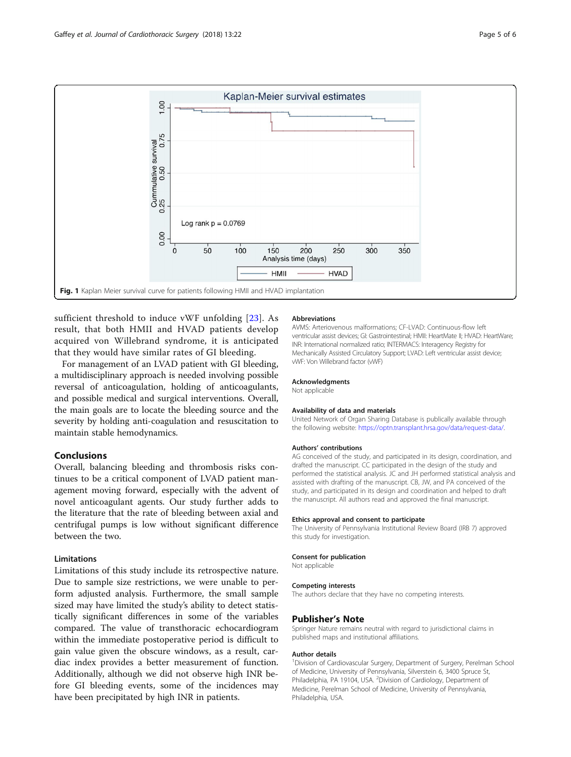Fig. 1 Kaplan Meier survival curve for patients following HMII and HVAD implantation

sufficient threshold to induce vWF unfolding [23]. As result, that both HMII and HVAD patients develop acquired von Willebrand syndrome, it is anticipated that they would have similar rates of GI bleeding.

For management of an LVAD patient with GI bleeding, a multidisciplinary approach is needed involving possible reversal of anticoagulation, holding of anticoagulants, and possible medical and surgical interventions. Overall, the main goals are to locate the bleeding source and the severity by holding anti-coagulation and resuscitation to maintain stable hemodynamics.

## Conclusions

Overall, balancing bleeding and thrombosis risks continues to be a critical component of LVAD patient management moving forward, especially with the advent of novel anticoagulant agents. Our study further adds to the literature that the rate of bleeding between axial and centrifugal pumps is low without significant difference between the two.

### Limitations

Limitations of this study include its retrospective nature. Due to sample size restrictions, we were unable to perform adjusted analysis. Furthermore, the small sample sized may have limited the study's ability to detect statistically significant differences in some of the variables compared. The value of transthoracic echocardiogram within the immediate postoperative period is difficult to gain value given the obscure windows, as a result, cardiac index provides a better measurement of function. Additionally, although we did not observe high INR before GI bleeding events, some of the incidences may have been precipitated by high INR in patients.

### Abbreviations

AVMS: Arteriovenous malformations; CF-LVAD: Continuous-flow left ventricular assist devices; GI: Gastrointestinal; HMII: HeartMate II; HVAD: HeartWare; INR: International normalized ratio; INTERMACS: Interagency Registry for Mechanically Assisted Circulatory Support; LVAD: Left ventricular assist device; vWF: Von Willebrand factor (vWF)

### Acknowledgments

Not applicable

### Availability of data and materials

United Network of Organ Sharing Database is publically available through the following website: https://optn.transplant.hrsa.gov/data/request-data/.

### Authors' contributions

AG conceived of the study, and participated in its design, coordination, and drafted the manuscript. CC participated in the design of the study and performed the statistical analysis. JC and JH performed statistical analysis and assisted with drafting of the manuscript. CB, JW, and PA conceived of the study, and participated in its design and coordination and helped to draft the manuscript. All authors read and approved the final manuscript.

### Ethics approval and consent to participate

The University of Pennsylvania Institutional Review Board (IRB 7) approved this study for investigation.

### Consent for publication

Not applicable

### Competing interests

The authors declare that they have no competing interests.

## Publisher's Note

Springer Nature remains neutral with regard to jurisdictional claims in published maps and institutional affiliations.

### Author details

[1]Division of Cardiovascular Surgery, Department of Surgery, Perelman School of Medicine, University of Pennsylvania, Silverstein 6, 3400 Spruce St, Philadelphia, PA 19104, USA. [2]Division of Cardiology, Department of Medicine, Perelman School of Medicine, University of Pennsylvania, Philadelphia, USA.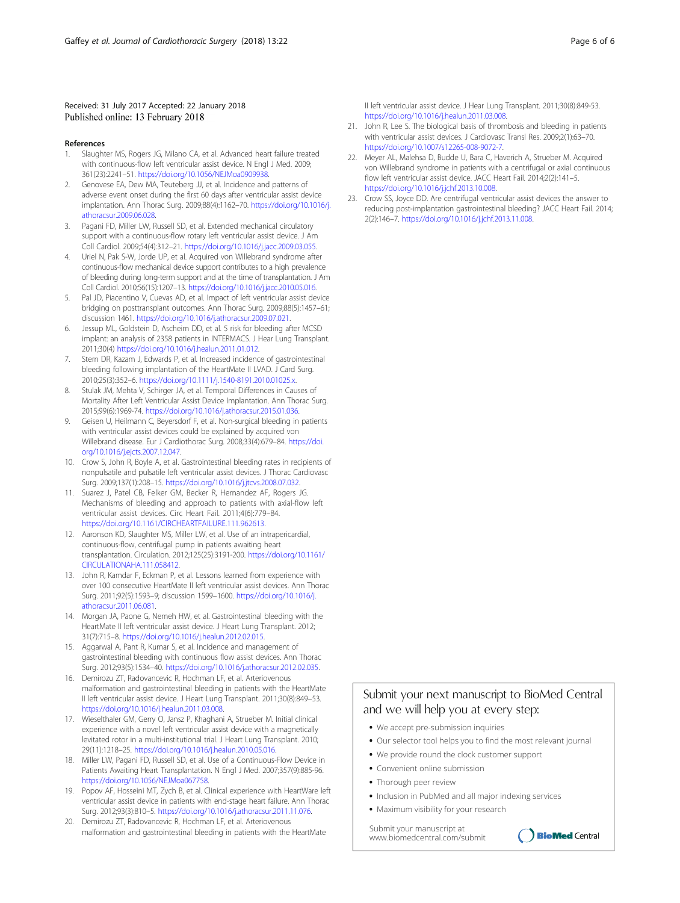Received: 31 July 2017 Accepted: 22 January 2018
Published online: 13 February 2018

## References

1. Slaughter MS, Rogers JG, Milano CA, et al. Advanced heart failure treated with continuous-flow left ventricular assist device. N Engl J Med. 2009; 361(23):2241–51. https://doi.org/10.1056/NEJMoa0909938.
2. Genovese EA, Dew MA, Teuteberg JJ, et al. Incidence and patterns of adverse event onset during the first 60 days after ventricular assist device implantation. Ann Thorac Surg. 2009;88(4):1162–70. https://doi.org/10.1016/j.athoracsur.2009.06.028.
3. Pagani FD, Miller LW, Russell SD, et al. Extended mechanical circulatory support with a continuous-flow rotary left ventricular assist device. J Am Coll Cardiol. 2009;54(4):312–21. https://doi.org/10.1016/j.jacc.2009.03.055.
4. Uriel N, Pak S-W, Jorde UP, et al. Acquired von Willebrand syndrome after continuous-flow mechanical device support contributes to a high prevalence of bleeding during long-term support and at the time of transplantation. J Am Coll Cardiol. 2010;56(15):1207–13. https://doi.org/10.1016/j.jacc.2010.05.016.
5. Pal JD, Piacentino V, Cuevas AD, et al. Impact of left ventricular assist device bridging on posttransplant outcomes. Ann Thorac Surg. 2009;88(5):1457–61; discussion 1461. https://doi.org/10.1016/j.athoracsur.2009.07.021.
6. Jessup ML, Goldstein D, Ascheim DD, et al. 5 risk for bleeding after MCSD implant: an analysis of 2358 patients in INTERMACS. J Hear Lung Transplant. 2011;30(4) https://doi.org/10.1016/j.healun.2011.01.012.
7. Stern DR, Kazam J, Edwards P, et al. Increased incidence of gastrointestinal bleeding following implantation of the HeartMate II LVAD. J Card Surg. 2010;25(3):352–6. https://doi.org/10.1111/j.1540-8191.2010.01025.x.
8. Stulak JM, Mehta V, Schirger JA, et al. Temporal Differences in Causes of Mortality After Left Ventricular Assist Device Implantation. Ann Thorac Surg. 2015;99(6):1969-74. https://doi.org/10.1016/j.athoracsur.2015.01.036.
9. Geisen U, Heilmann C, Beyersdorf F, et al. Non-surgical bleeding in patients with ventricular assist devices could be explained by acquired von Willebrand disease. Eur J Cardiothorac Surg. 2008;33(4):679–84. https://doi.org/10.1016/j.ejcts.2007.12.047.
10. Crow S, John R, Boyle A, et al. Gastrointestinal bleeding rates in recipients of nonpulsatile and pulsatile left ventricular assist devices. J Thorac Cardiovasc Surg. 2009;137(1):208–15. https://doi.org/10.1016/j.jtcvs.2008.07.032.
11. Suarez J, Patel CB, Felker GM, Becker R, Hernandez AF, Rogers JG. Mechanisms of bleeding and approach to patients with axial-flow left ventricular assist devices. Circ Heart Fail. 2011;4(6):779–84. https://doi.org/10.1161/CIRCHEARTFAILURE.111.962613.
12. Aaronson KD, Slaughter MS, Miller LW, et al. Use of an intrapericardial, continuous-flow, centrifugal pump in patients awaiting heart transplantation. Circulation. 2012;125(25):3191-200. https://doi.org/10.1161/CIRCULATIONAHA.111.058412.
13. John R, Kamdar F, Eckman P, et al. Lessons learned from experience with over 100 consecutive HeartMate II left ventricular assist devices. Ann Thorac Surg. 2011;92(5):1593–9; discussion 1599–1600. https://doi.org/10.1016/j.athoracsur.2011.06.081.
14. Morgan JA, Paone G, Nemeh HW, et al. Gastrointestinal bleeding with the HeartMate II left ventricular assist device. J Heart Lung Transplant. 2012; 31(7):715–8. https://doi.org/10.1016/j.healun.2012.02.015.
15. Aggarwal A, Pant R, Kumar S, et al. Incidence and management of gastrointestinal bleeding with continuous flow assist devices. Ann Thorac Surg. 2012;93(5):1534–40. https://doi.org/10.1016/j.athoracsur.2012.02.035.
16. Demirozu ZT, Radovancevic R, Hochman LF, et al. Arteriovenous malformation and gastrointestinal bleeding in patients with the HeartMate II left ventricular assist device. J Heart Lung Transplant. 2011;30(8):849–53. https://doi.org/10.1016/j.healun.2011.03.008.
17. Wieselthaler GM, Gerry O, Jansz P, Khaghani A, Strueber M. Initial clinical experience with a novel left ventricular assist device with a magnetically levitated rotor in a multi-institutional trial. J Heart Lung Transplant. 2010; 29(11):1218–25. https://doi.org/10.1016/j.healun.2010.05.016.
18. Miller LW, Pagani FD, Russell SD, et al. Use of a Continuous-Flow Device in Patients Awaiting Heart Transplantation. N Engl J Med. 2007;357(9):885-96. https://doi.org/10.1056/NEJMoa067758.
19. Popov AF, Hosseini MT, Zych B, et al. Clinical experience with HeartWare left ventricular assist device in patients with end-stage heart failure. Ann Thorac Surg. 2012;93(3):810–5. https://doi.org/10.1016/j.athoracsur.2011.11.076.
20. Demirozu ZT, Radovancevic R, Hochman LF, et al. Arteriovenous malformation and gastrointestinal bleeding in patients with the HeartMate II left ventricular assist device. J Hear Lung Transplant. 2011;30(8):849-53. https://doi.org/10.1016/j.healun.2011.03.008.
21. John R, Lee S. The biological basis of thrombosis and bleeding in patients with ventricular assist devices. J Cardiovasc Transl Res. 2009;2(1):63–70. https://doi.org/10.1007/s12265-008-9072-7.
22. Meyer AL, Malehsa D, Budde U, Bara C, Haverich A, Strueber M. Acquired von Willebrand syndrome in patients with a centrifugal or axial continuous flow left ventricular assist device. JACC Heart Fail. 2014;2(2):141–5. https://doi.org/10.1016/j.jchf.2013.10.008.
23. Crow SS, Joyce DD. Are centrifugal ventricular assist devices the answer to reducing post-implantation gastrointestinal bleeding? JACC Heart Fail. 2014; 2(2):146–7. https://doi.org/10.1016/j.jchf.2013.11.008.

Submit your next manuscript to BioMed Central and we will help you at every step:

- We accept pre-submission inquiries
- Our selector tool helps you to find the most relevant journal
- We provide round the clock customer support
- Convenient online submission
- Thorough peer review
- Inclusion in PubMed and all major indexing services
- Maximum visibility for your research

Submit your manuscript at www.biomedcentral.com/submit

BioMed Central